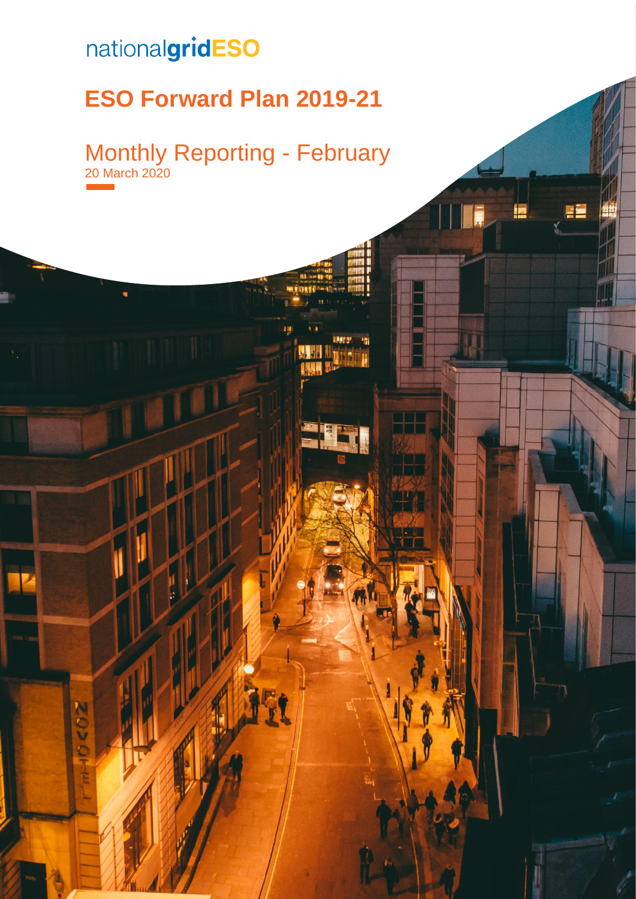nationalgridESO

# ESO Forward Plan 2019-21

## Monthly Reporting - February

20 March 2020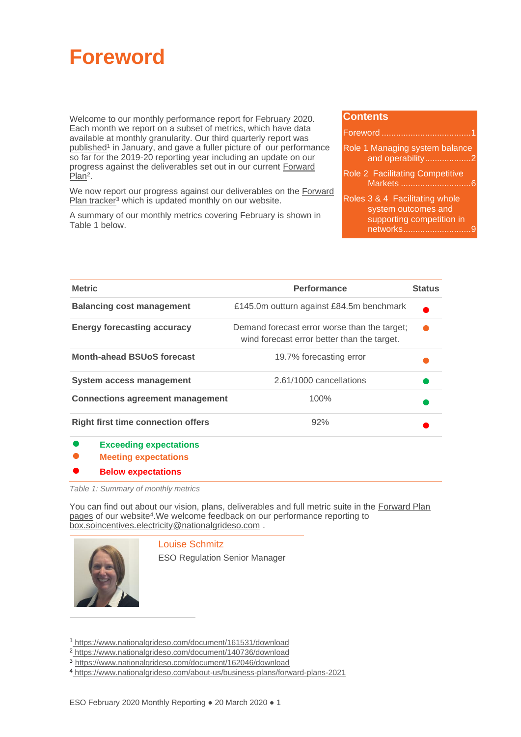# Foreword

Welcome to our monthly performance report for February 2020. Each month we report on a subset of metrics, which have data available at monthly granularity. Our third quarterly report was published[1] in January, and gave a fuller picture of our performance so far for the 2019-20 reporting year including an update on our progress against the deliverables set out in our current Forward Plan[2].

We now report our progress against our deliverables on the Forward Plan tracker[3] which is updated monthly on our website.

A summary of our monthly metrics covering February is shown in Table 1 below.

**Contents**

- Foreword ....................................1
- Role 1 Managing system balance and operability...................2
- Role 2 Facilitating Competitive Markets .............................6
- Roles 3 & 4 Facilitating whole system outcomes and supporting competition in networks...........................9

| Metric | Performance | Status |
|---|---|---|
| **Balancing cost management** | £145.0m outturn against £84.5m benchmark | ● (Below expectations) |
| **Energy forecasting accuracy** | Demand forecast error worse than the target; wind forecast error better than the target. | ● (Meeting expectations) |
| **Month-ahead BSUoS forecast** | 19.7% forecasting error | ● (Meeting expectations) |
| **System access management** | 2.61/1000 cancellations | ● (Exceeding expectations) |
| **Connections agreement management** | 100% | ● (Exceeding expectations) |
| **Right first time connection offers** | 92% | ● (Below expectations) |

● **Exceeding expectations**
● **Meeting expectations**
● **Below expectations**

*Table 1: Summary of monthly metrics*

You can find out about our vision, plans, deliverables and full metric suite in the Forward Plan pages of our website[4]. We welcome feedback on our performance reporting to box.soincentives.electricity@nationalgrideso.com .

Louise Schmitz
ESO Regulation Senior Manager

[1] https://www.nationalgrideso.com/document/161531/download
[2] https://www.nationalgrideso.com/document/140736/download
[3] https://www.nationalgrideso.com/document/162046/download
[4] https://www.nationalgrideso.com/about-us/business-plans/forward-plans-2021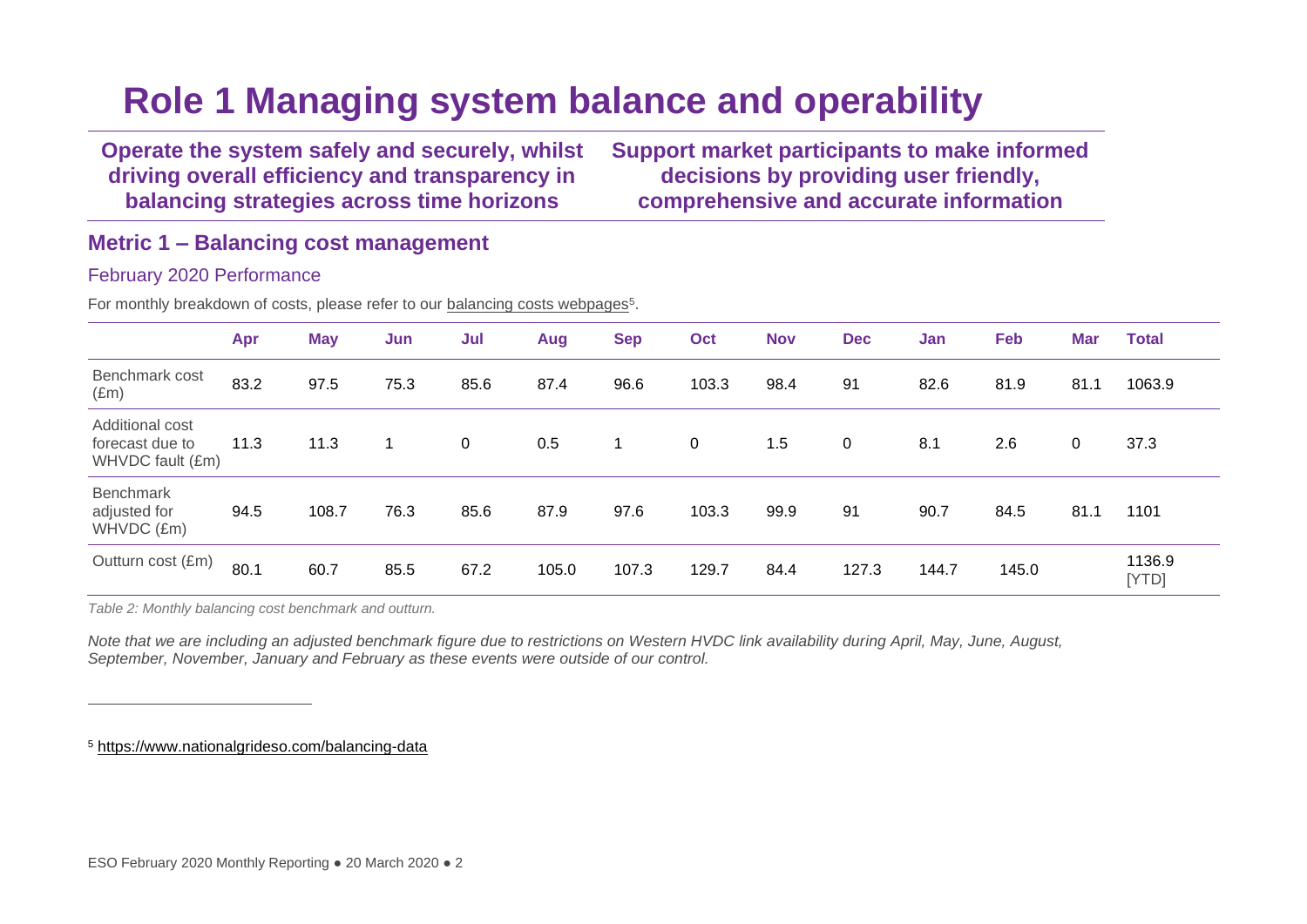# Role 1 Managing system balance and operability

**Operate the system safely and securely, whilst driving overall efficiency and transparency in balancing strategies across time horizons**

**Support market participants to make informed decisions by providing user friendly, comprehensive and accurate information**

## Metric 1 – Balancing cost management

### February 2020 Performance

For monthly breakdown of costs, please refer to our balancing costs webpages[5].

| | Apr | May | Jun | Jul | Aug | Sep | Oct | Nov | Dec | Jan | Feb | Mar | Total |
|---|---|---|---|---|---|---|---|---|---|---|---|---|---|
| Benchmark cost (£m) | 83.2 | 97.5 | 75.3 | 85.6 | 87.4 | 96.6 | 103.3 | 98.4 | 91 | 82.6 | 81.9 | 81.1 | 1063.9 |
| Additional cost forecast due to WHVDC fault (£m) | 11.3 | 11.3 | 1 | 0 | 0.5 | 1 | 0 | 1.5 | 0 | 8.1 | 2.6 | 0 | 37.3 |
| Benchmark adjusted for WHVDC (£m) | 94.5 | 108.7 | 76.3 | 85.6 | 87.9 | 97.6 | 103.3 | 99.9 | 91 | 90.7 | 84.5 | 81.1 | 1101 |
| Outturn cost (£m) | 80.1 | 60.7 | 85.5 | 67.2 | 105.0 | 107.3 | 129.7 | 84.4 | 127.3 | 144.7 | 145.0 | | 1136.9 [YTD] |

*Table 2: Monthly balancing cost benchmark and outturn.*

*Note that we are including an adjusted benchmark figure due to restrictions on Western HVDC link availability during April, May, June, August, September, November, January and February as these events were outside of our control.*

---

[5] https://www.nationalgrideso.com/balancing-data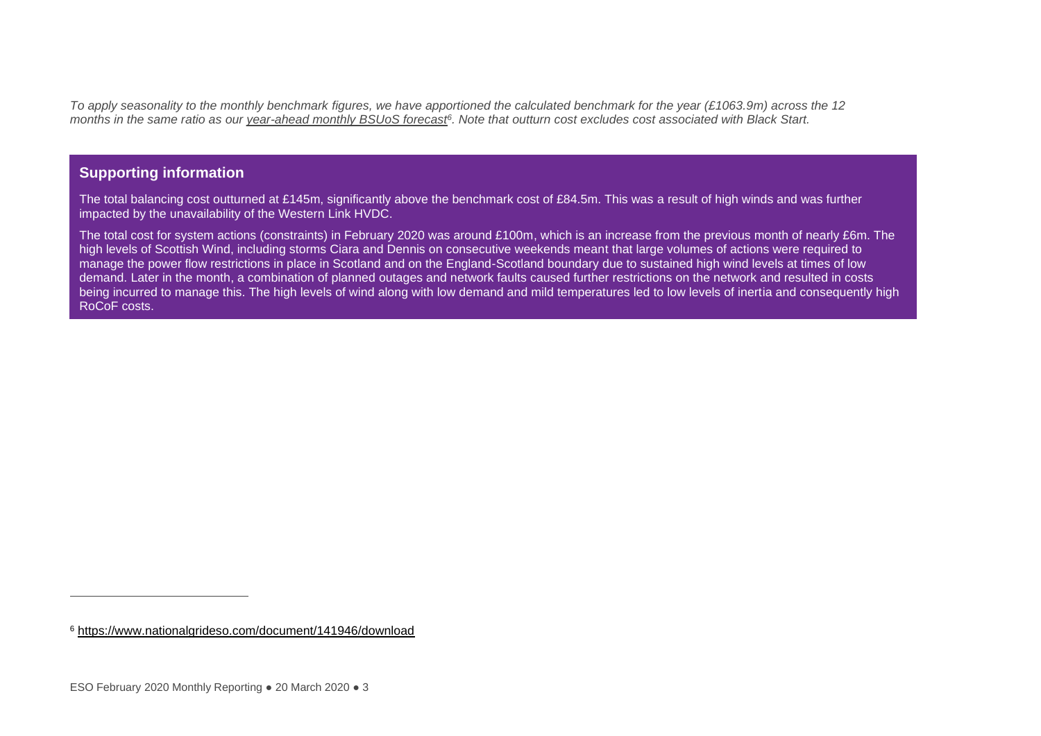*To apply seasonality to the monthly benchmark figures, we have apportioned the calculated benchmark for the year (£1063.9m) across the 12 months in the same ratio as our year-ahead monthly BSUoS forecast[6]. Note that outturn cost excludes cost associated with Black Start.*

## Supporting information

The total balancing cost outturned at £145m, significantly above the benchmark cost of £84.5m. This was a result of high winds and was further impacted by the unavailability of the Western Link HVDC.

The total cost for system actions (constraints) in February 2020 was around £100m, which is an increase from the previous month of nearly £6m. The high levels of Scottish Wind, including storms Ciara and Dennis on consecutive weekends meant that large volumes of actions were required to manage the power flow restrictions in place in Scotland and on the England-Scotland boundary due to sustained high wind levels at times of low demand. Later in the month, a combination of planned outages and network faults caused further restrictions on the network and resulted in costs being incurred to manage this. The high levels of wind along with low demand and mild temperatures led to low levels of inertia and consequently high RoCoF costs.

[6] https://www.nationalgrideso.com/document/141946/download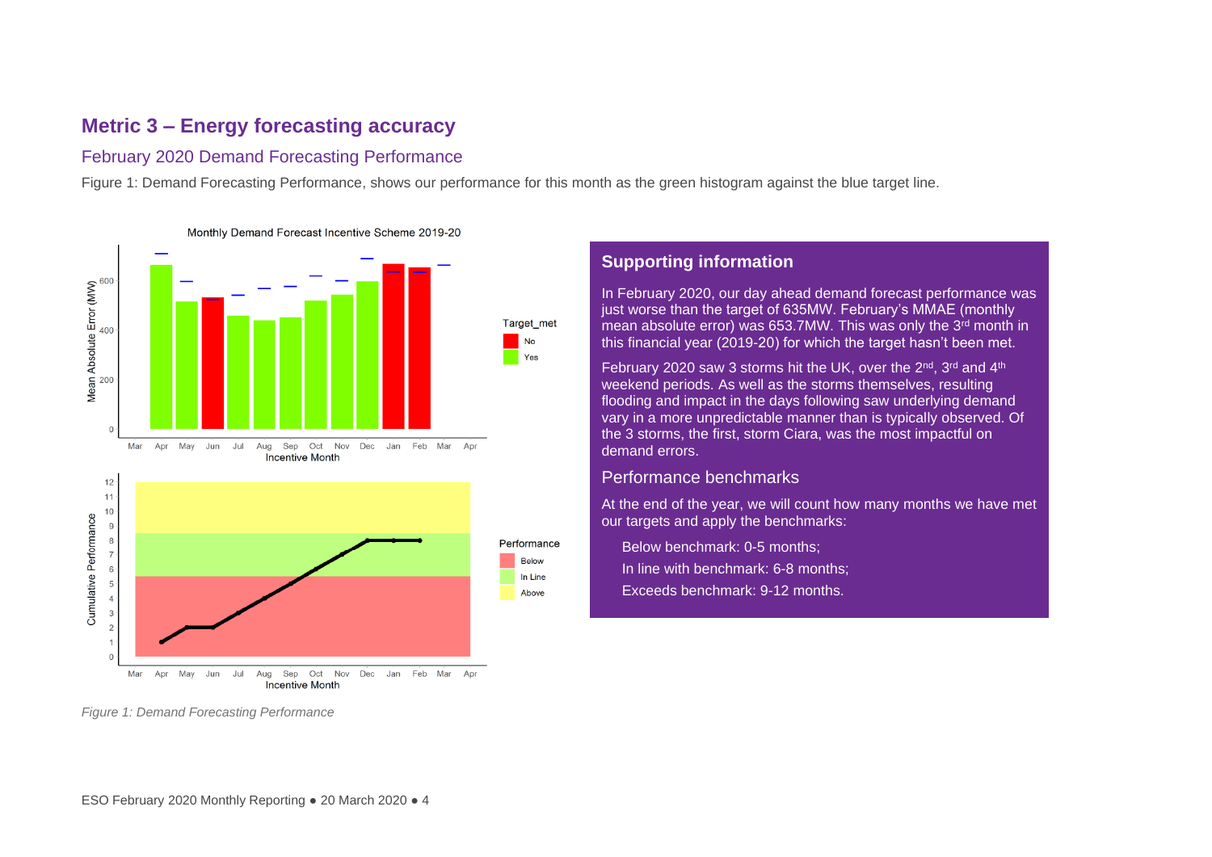## Metric 3 – Energy forecasting accuracy

### February 2020 Demand Forecasting Performance

Figure 1: Demand Forecasting Performance, shows our performance for this month as the green histogram against the blue target line.

*Figure 1: Demand Forecasting Performance*

### Supporting information

In February 2020, our day ahead demand forecast performance was just worse than the target of 635MW. February's MMAE (monthly mean absolute error) was 653.7MW. This was only the 3rd month in this financial year (2019-20) for which the target hasn't been met.

February 2020 saw 3 storms hit the UK, over the 2nd, 3rd and 4th weekend periods. As well as the storms themselves, resulting flooding and impact in the days following saw underlying demand vary in a more unpredictable manner than is typically observed. Of the 3 storms, the first, storm Ciara, was the most impactful on demand errors.

### Performance benchmarks

At the end of the year, we will count how many months we have met our targets and apply the benchmarks:

- Below benchmark: 0-5 months;
- In line with benchmark: 6-8 months;
- Exceeds benchmark: 9-12 months.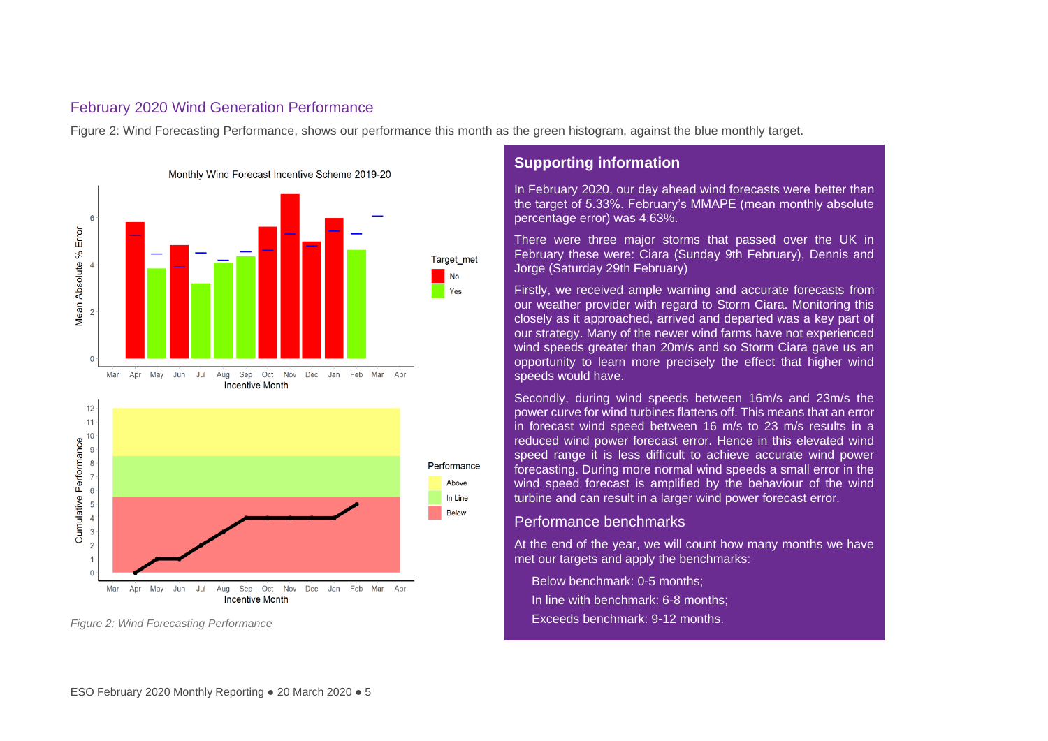## February 2020 Wind Generation Performance

Figure 2: Wind Forecasting Performance, shows our performance this month as the green histogram, against the blue monthly target.

*Figure 2: Wind Forecasting Performance*

### Supporting information

In February 2020, our day ahead wind forecasts were better than the target of 5.33%. February's MMAPE (mean monthly absolute percentage error) was 4.63%.

There were three major storms that passed over the UK in February these were: Ciara (Sunday 9th February), Dennis and Jorge (Saturday 29th February)

Firstly, we received ample warning and accurate forecasts from our weather provider with regard to Storm Ciara. Monitoring this closely as it approached, arrived and departed was a key part of our strategy. Many of the newer wind farms have not experienced wind speeds greater than 20m/s and so Storm Ciara gave us an opportunity to learn more precisely the effect that higher wind speeds would have.

Secondly, during wind speeds between 16m/s and 23m/s the power curve for wind turbines flattens off. This means that an error in forecast wind speed between 16 m/s to 23 m/s results in a reduced wind power forecast error. Hence in this elevated wind speed range it is less difficult to achieve accurate wind power forecasting. During more normal wind speeds a small error in the wind speed forecast is amplified by the behaviour of the wind turbine and can result in a larger wind power forecast error.

### Performance benchmarks

At the end of the year, we will count how many months we have met our targets and apply the benchmarks:

- Below benchmark: 0-5 months;
- In line with benchmark: 6-8 months;
- Exceeds benchmark: 9-12 months.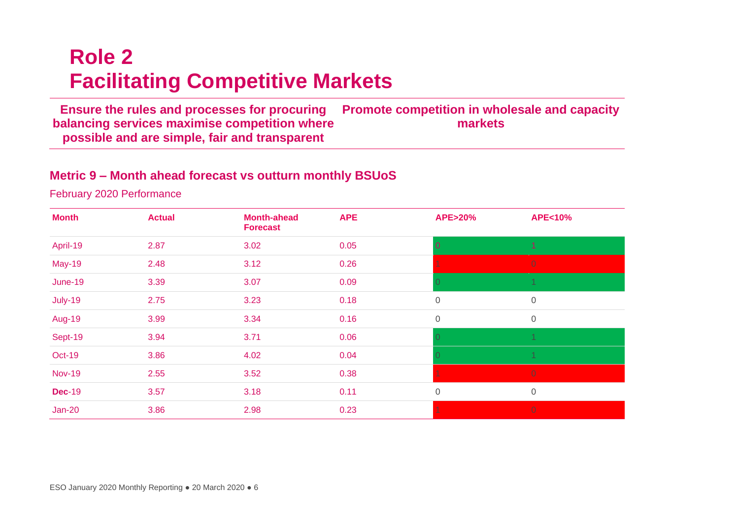# Role 2
# Facilitating Competitive Markets

| Ensure the rules and processes for procuring balancing services maximise competition where possible and are simple, fair and transparent | Promote competition in wholesale and capacity markets |
|---|---|

## Metric 9 – Month ahead forecast vs outturn monthly BSUoS

February 2020 Performance

| Month | Actual | Month-ahead Forecast | APE | APE>20% | APE<10% |
|---|---|---|---|---|---|
| April-19 | 2.87 | 3.02 | 0.05 | 0 | 1 |
| May-19 | 2.48 | 3.12 | 0.26 | 1 | 0 |
| June-19 | 3.39 | 3.07 | 0.09 | 0 | 1 |
| July-19 | 2.75 | 3.23 | 0.18 | 0 | 0 |
| Aug-19 | 3.99 | 3.34 | 0.16 | 0 | 0 |
| Sept-19 | 3.94 | 3.71 | 0.06 | 0 | 1 |
| Oct-19 | 3.86 | 4.02 | 0.04 | 0 | 1 |
| Nov-19 | 2.55 | 3.52 | 0.38 | 1 | 0 |
| **Dec**-19 | 3.57 | 3.18 | 0.11 | 0 | 0 |
| Jan-20 | 3.86 | 2.98 | 0.23 | 1 | 0 |

ESO January 2020 Monthly Reporting ● 20 March 2020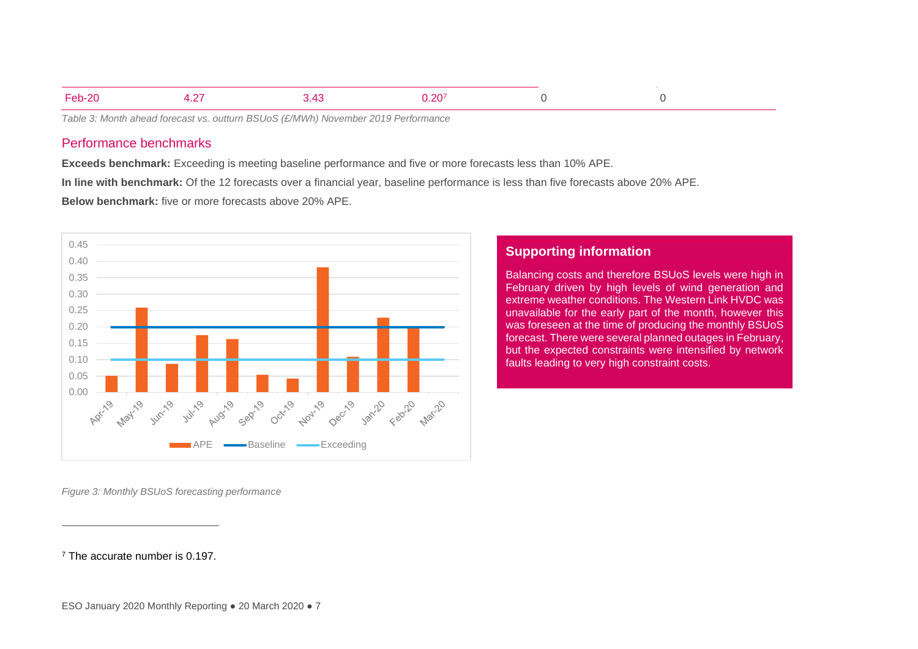| Feb-20 | 4.27 | 3.43 | 0.20[7] | 0 | 0 |
|---|---|---|---|---|---|

*Table 3: Month ahead forecast vs. outturn BSUoS (£/MWh) November 2019 Performance*

## Performance benchmarks

**Exceeds benchmark:** Exceeding is meeting baseline performance and five or more forecasts less than 10% APE.

**In line with benchmark:** Of the 12 forecasts over a financial year, baseline performance is less than five forecasts above 20% APE.

**Below benchmark:** five or more forecasts above 20% APE.

*Figure 3: Monthly BSUoS forecasting performance*

### Supporting information

Balancing costs and therefore BSUoS levels were high in February driven by high levels of wind generation and extreme weather conditions. The Western Link HVDC was unavailable for the early part of the month, however this was foreseen at the time of producing the monthly BSUoS forecast. There were several planned outages in February, but the expected constraints were intensified by network faults leading to very high constraint costs.

---

[7] The accurate number is 0.197.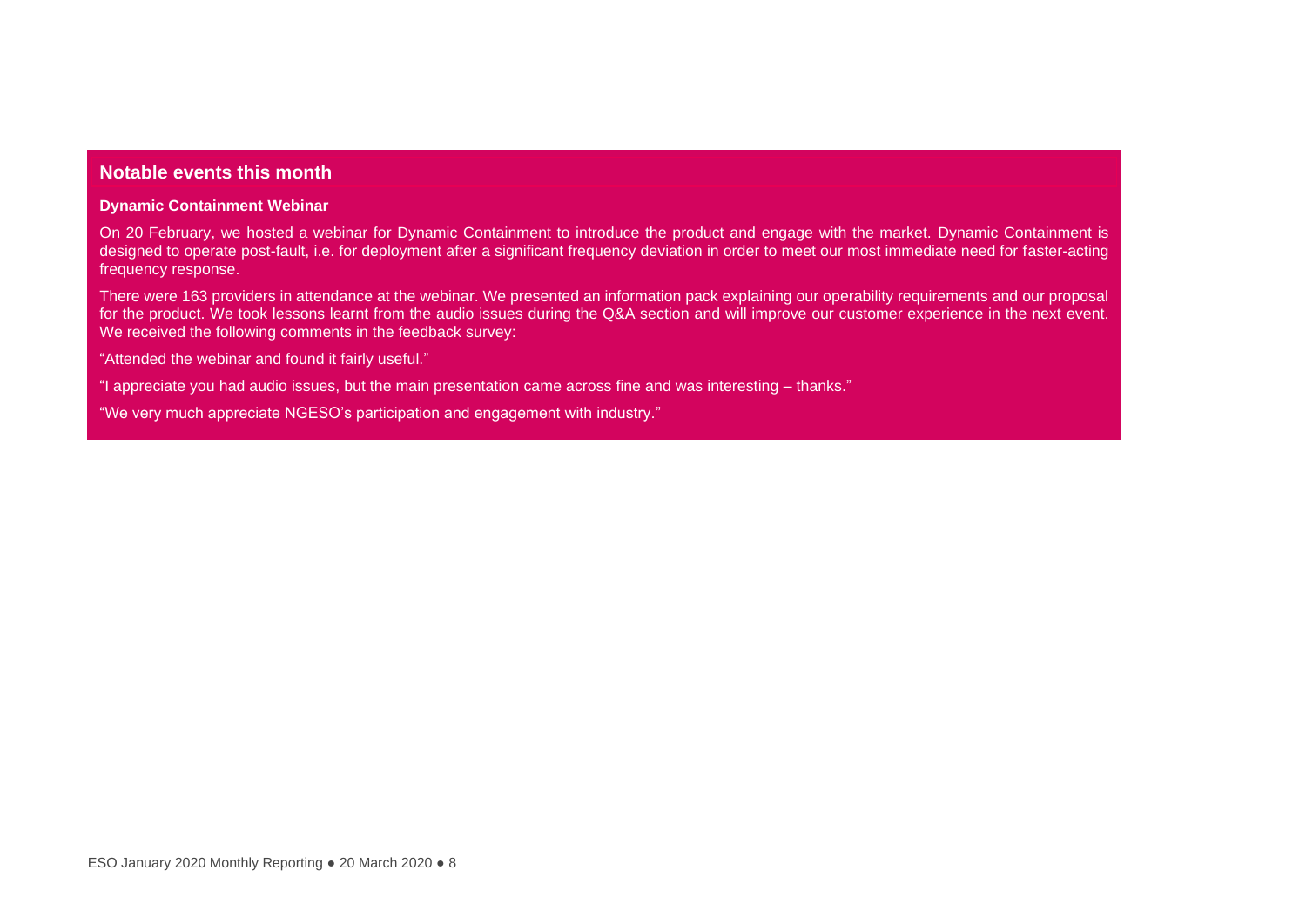## Notable events this month

**Dynamic Containment Webinar**

On 20 February, we hosted a webinar for Dynamic Containment to introduce the product and engage with the market. Dynamic Containment is designed to operate post-fault, i.e. for deployment after a significant frequency deviation in order to meet our most immediate need for faster-acting frequency response.

There were 163 providers in attendance at the webinar. We presented an information pack explaining our operability requirements and our proposal for the product. We took lessons learnt from the audio issues during the Q&A section and will improve our customer experience in the next event. We received the following comments in the feedback survey:

"Attended the webinar and found it fairly useful."

"I appreciate you had audio issues, but the main presentation came across fine and was interesting – thanks."

"We very much appreciate NGESO's participation and engagement with industry."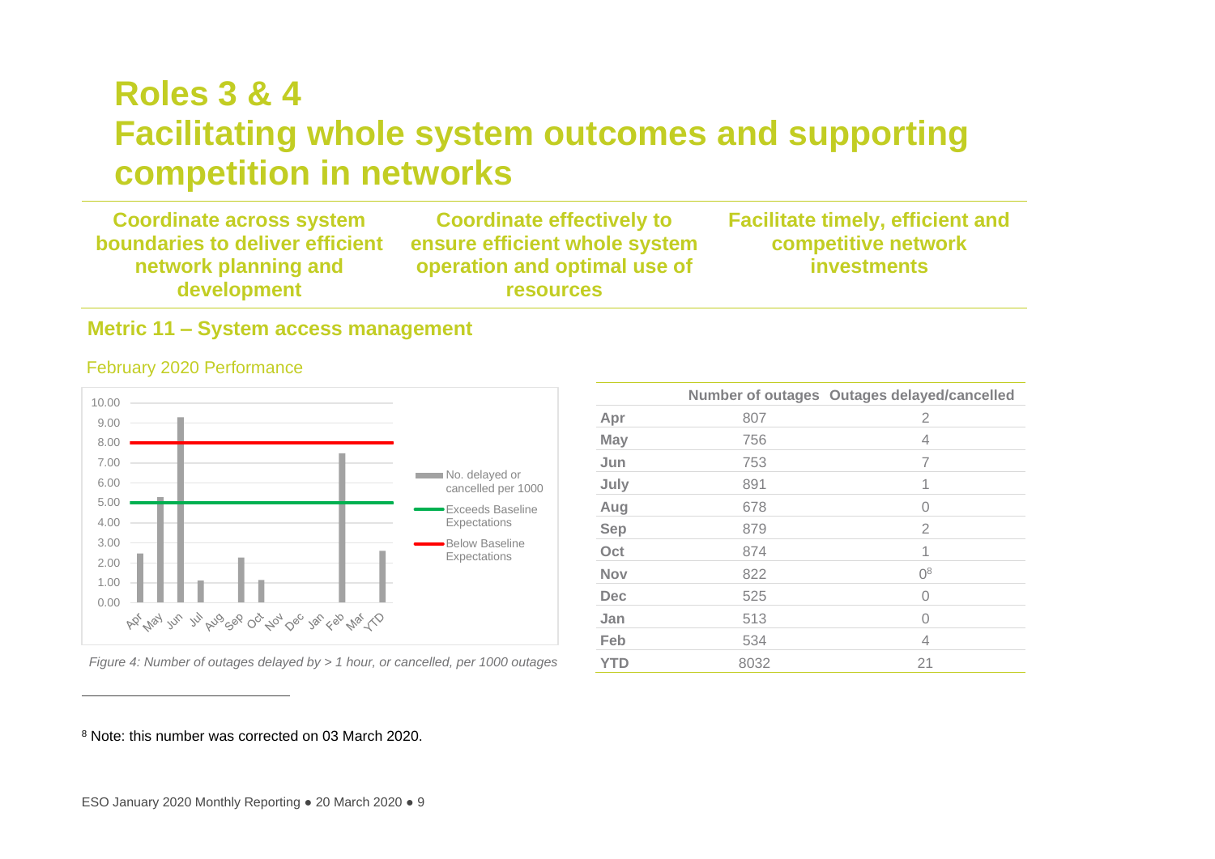# Roles 3 & 4
# Facilitating whole system outcomes and supporting competition in networks

**Coordinate across system boundaries to deliver efficient network planning and development**

**Coordinate effectively to ensure efficient whole system operation and optimal use of resources**

**Facilitate timely, efficient and competitive network investments**

## Metric 11 – System access management

### February 2020 Performance

*Figure 4: Number of outages delayed by > 1 hour, or cancelled, per 1000 outages*

| | Number of outages | Outages delayed/cancelled |
|---|---|---|
| **Apr** | 807 | 2 |
| **May** | 756 | 4 |
| **Jun** | 753 | 7 |
| **July** | 891 | 1 |
| **Aug** | 678 | 0 |
| **Sep** | 879 | 2 |
| **Oct** | 874 | 1 |
| **Nov** | 822 | 0[8] |
| **Dec** | 525 | 0 |
| **Jan** | 513 | 0 |
| **Feb** | 534 | 4 |
| **YTD** | 8032 | 21 |

[8] Note: this number was corrected on 03 March 2020.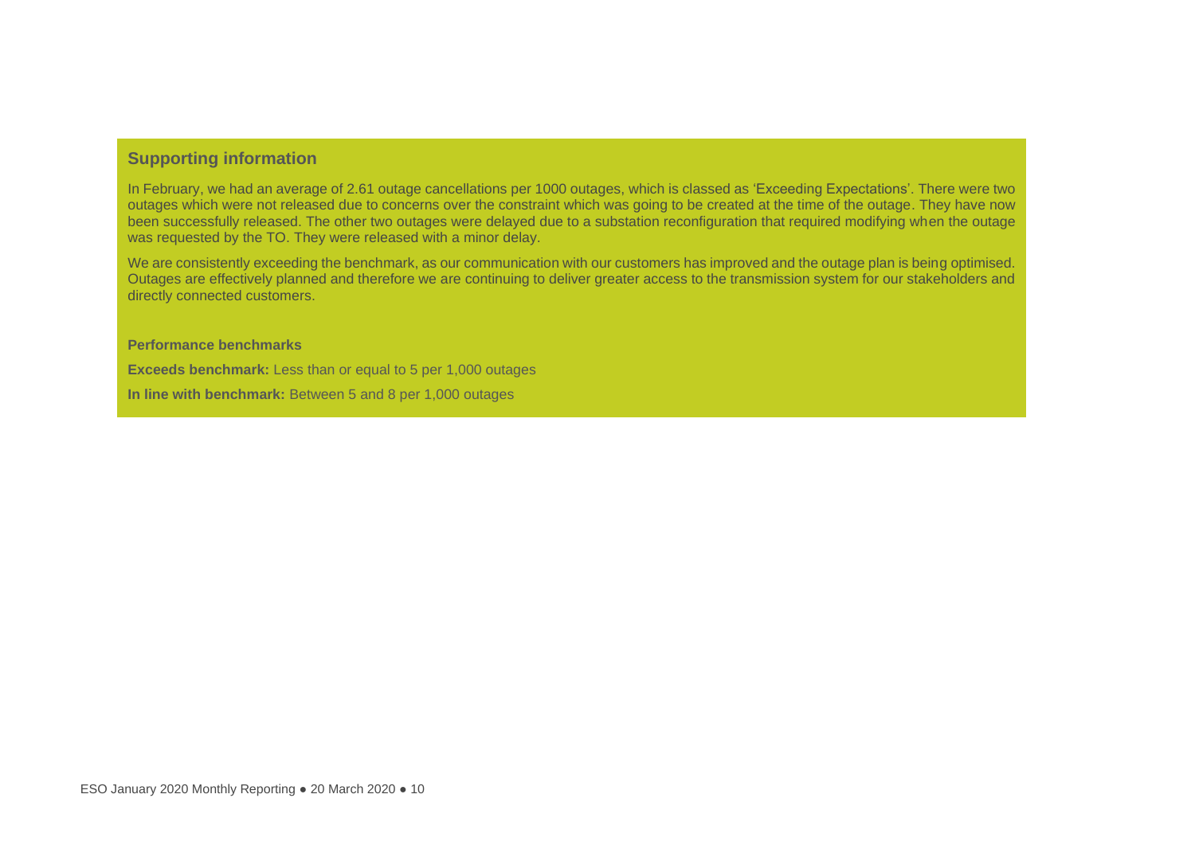## Supporting information

In February, we had an average of 2.61 outage cancellations per 1000 outages, which is classed as 'Exceeding Expectations'. There were two outages which were not released due to concerns over the constraint which was going to be created at the time of the outage. They have now been successfully released. The other two outages were delayed due to a substation reconfiguration that required modifying when the outage was requested by the TO. They were released with a minor delay.

We are consistently exceeding the benchmark, as our communication with our customers has improved and the outage plan is being optimised. Outages are effectively planned and therefore we are continuing to deliver greater access to the transmission system for our stakeholders and directly connected customers.

**Performance benchmarks**

**Exceeds benchmark:** Less than or equal to 5 per 1,000 outages

**In line with benchmark:** Between 5 and 8 per 1,000 outages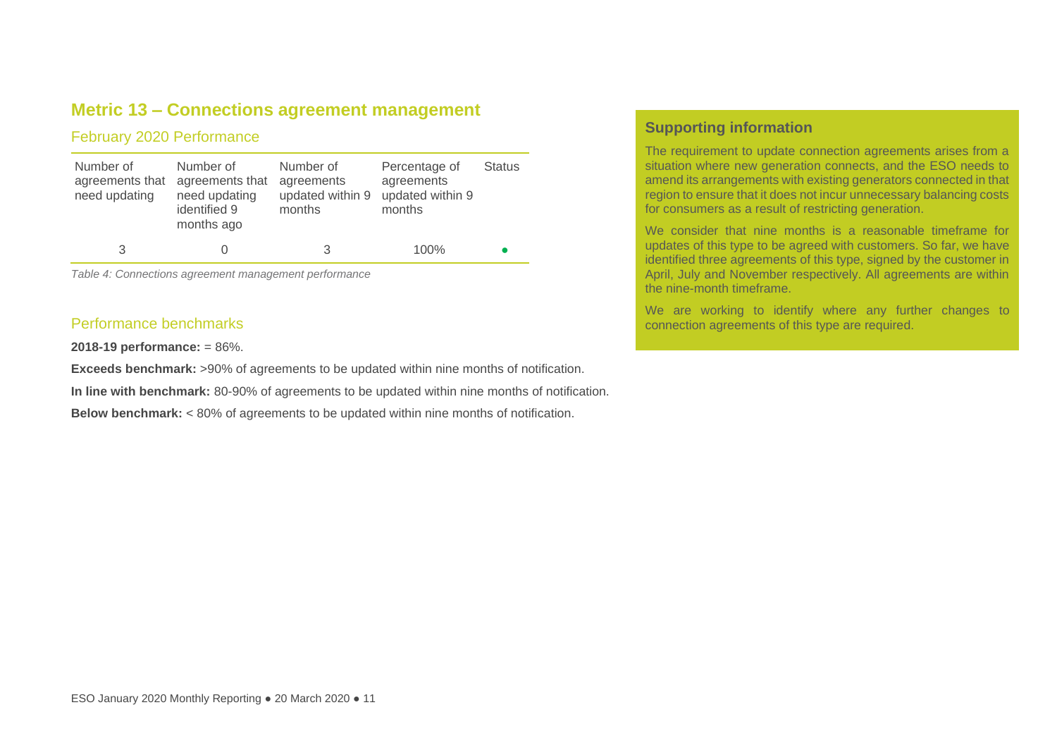## Metric 13 – Connections agreement management

### February 2020 Performance

| Number of agreements that need updating | Number of agreements that need updating identified 9 months ago | Number of agreements updated within 9 months | Percentage of agreements updated within 9 months | Status |
|---|---|---|---|---|
| 3 | 0 | 3 | 100% | ● |

*Table 4: Connections agreement management performance*

### Performance benchmarks

**2018-19 performance:** = 86%.

**Exceeds benchmark:** >90% of agreements to be updated within nine months of notification.

**In line with benchmark:** 80-90% of agreements to be updated within nine months of notification.

**Below benchmark:** < 80% of agreements to be updated within nine months of notification.

### Supporting information

The requirement to update connection agreements arises from a situation where new generation connects, and the ESO needs to amend its arrangements with existing generators connected in that region to ensure that it does not incur unnecessary balancing costs for consumers as a result of restricting generation.

We consider that nine months is a reasonable timeframe for updates of this type to be agreed with customers. So far, we have identified three agreements of this type, signed by the customer in April, July and November respectively. All agreements are within the nine-month timeframe.

We are working to identify where any further changes to connection agreements of this type are required.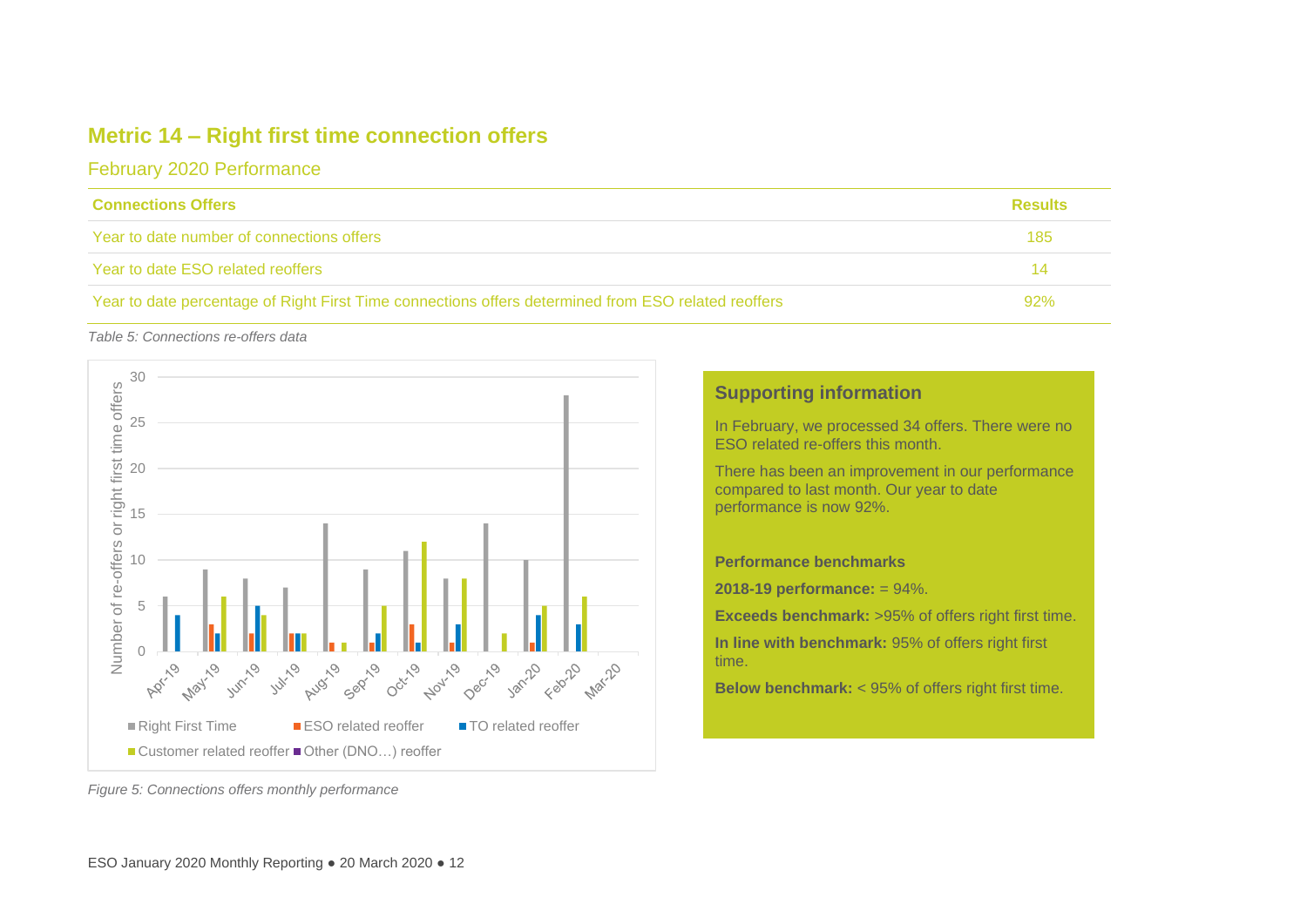## Metric 14 – Right first time connection offers

### February 2020 Performance

| Connections Offers | Results |
|---|---|
| Year to date number of connections offers | 185 |
| Year to date ESO related reoffers | 14 |
| Year to date percentage of Right First Time connections offers determined from ESO related reoffers | 92% |

*Table 5: Connections re-offers data*

*Figure 5: Connections offers monthly performance*

### Supporting information

In February, we processed 34 offers. There were no ESO related re-offers this month.

There has been an improvement in our performance compared to last month. Our year to date performance is now 92%.

**Performance benchmarks**

**2018-19 performance:** = 94%.

**Exceeds benchmark:** >95% of offers right first time.

**In line with benchmark:** 95% of offers right first time.

**Below benchmark:** < 95% of offers right first time.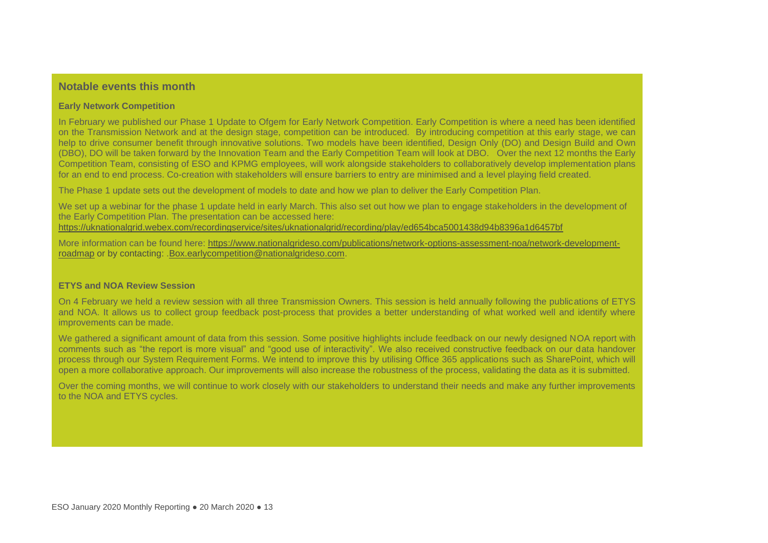## Notable events this month

### Early Network Competition

In February we published our Phase 1 Update to Ofgem for Early Network Competition. Early Competition is where a need has been identified on the Transmission Network and at the design stage, competition can be introduced. By introducing competition at this early stage, we can help to drive consumer benefit through innovative solutions. Two models have been identified, Design Only (DO) and Design Build and Own (DBO), DO will be taken forward by the Innovation Team and the Early Competition Team will look at DBO. Over the next 12 months the Early Competition Team, consisting of ESO and KPMG employees, will work alongside stakeholders to collaboratively develop implementation plans for an end to end process. Co-creation with stakeholders will ensure barriers to entry are minimised and a level playing field created.

The Phase 1 update sets out the development of models to date and how we plan to deliver the Early Competition Plan.

We set up a webinar for the phase 1 update held in early March. This also set out how we plan to engage stakeholders in the development of the Early Competition Plan. The presentation can be accessed here:
https://uknationalgrid.webex.com/recordingservice/sites/uknationalgrid/recording/play/ed654bca5001438d94b8396a1d6457bf

More information can be found here: https://www.nationalgrideso.com/publications/network-options-assessment-noa/network-development-roadmap or by contacting: .Box.earlycompetition@nationalgrideso.com.

### ETYS and NOA Review Session

On 4 February we held a review session with all three Transmission Owners. This session is held annually following the publications of ETYS and NOA. It allows us to collect group feedback post-process that provides a better understanding of what worked well and identify where improvements can be made.

We gathered a significant amount of data from this session. Some positive highlights include feedback on our newly designed NOA report with comments such as "the report is more visual" and "good use of interactivity". We also received constructive feedback on our data handover process through our System Requirement Forms. We intend to improve this by utilising Office 365 applications such as SharePoint, which will open a more collaborative approach. Our improvements will also increase the robustness of the process, validating the data as it is submitted.

Over the coming months, we will continue to work closely with our stakeholders to understand their needs and make any further improvements to the NOA and ETYS cycles.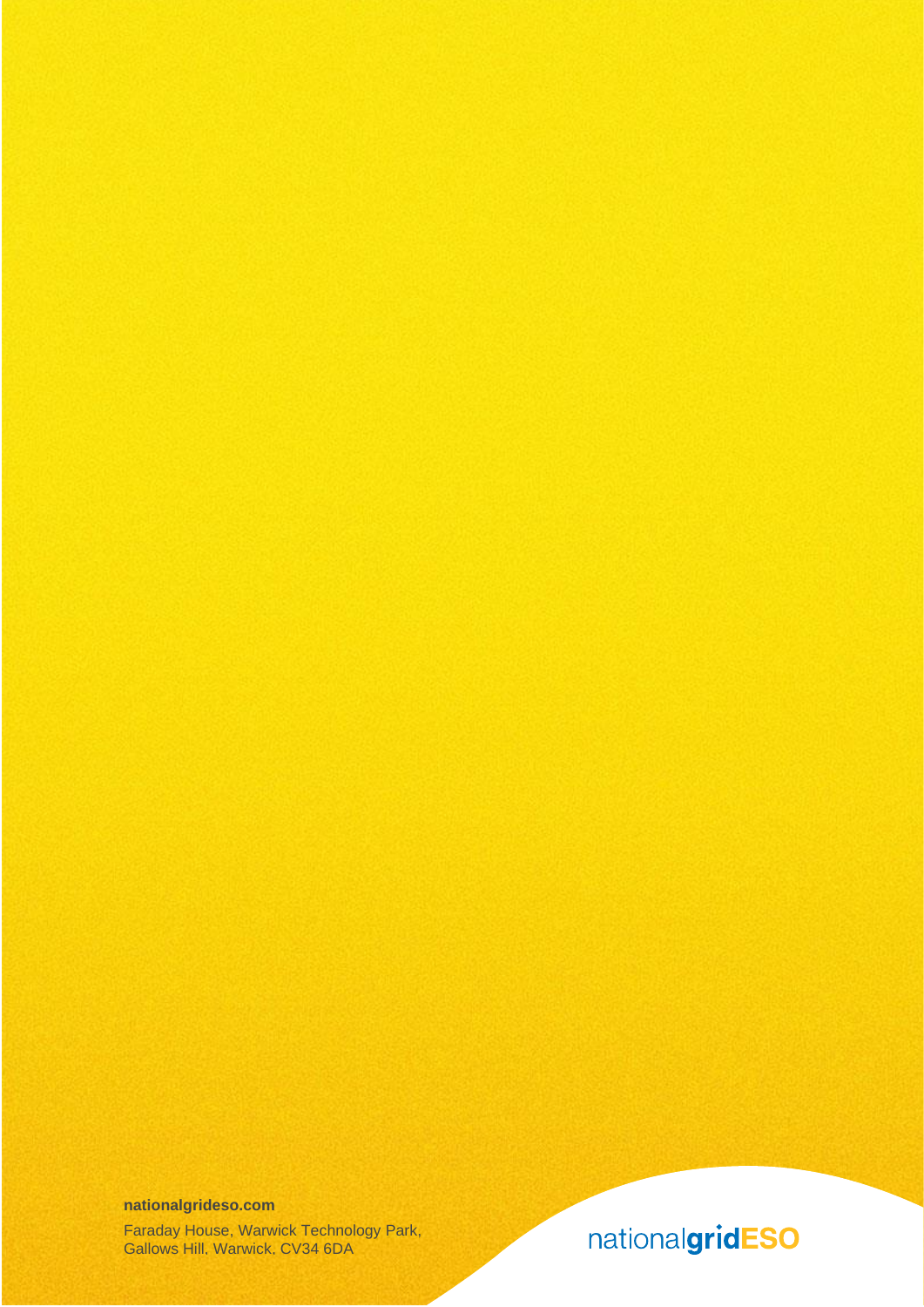**nationalgrideso.com**

Faraday House, Warwick Technology Park,
Gallows Hill, Warwick, CV34 6DA

nationalgridESO